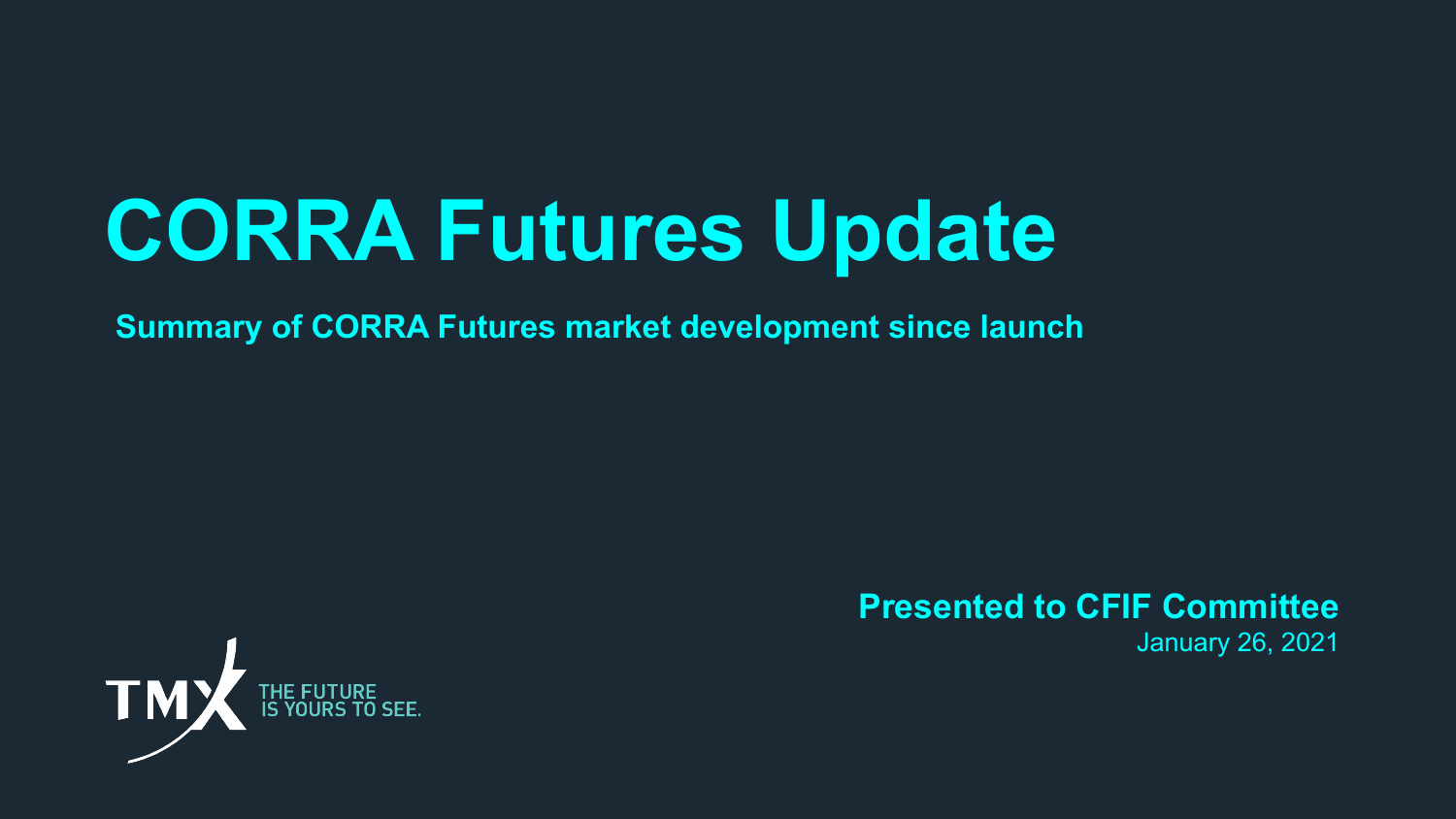# CORRA Futures Update

**Summary of CORRA Futures market development since launch**

**Presented to CFIF Committee**

January 26, 2021

TMX THE FUTURE IS YOURS TO SEE.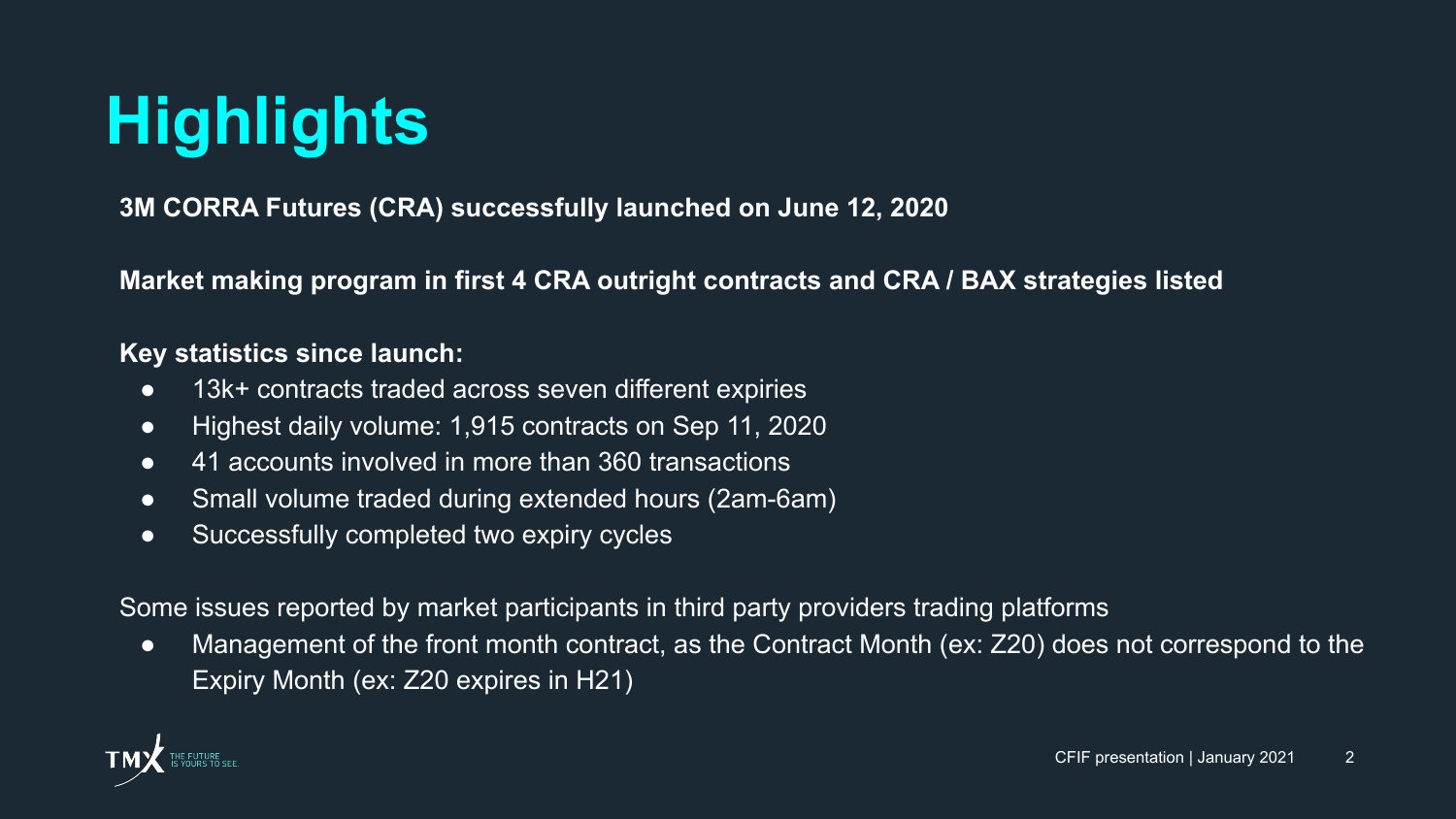# Highlights

**3M CORRA Futures (CRA) successfully launched on June 12, 2020**

**Market making program in first 4 CRA outright contracts and CRA / BAX strategies listed**

**Key statistics since launch:**

- 13k+ contracts traded across seven different expiries
- Highest daily volume: 1,915 contracts on Sep 11, 2020
- 41 accounts involved in more than 360 transactions
- Small volume traded during extended hours (2am-6am)
- Successfully completed two expiry cycles

Some issues reported by market participants in third party providers trading platforms

- Management of the front month contract, as the Contract Month (ex: Z20) does not correspond to the Expiry Month (ex: Z20 expires in H21)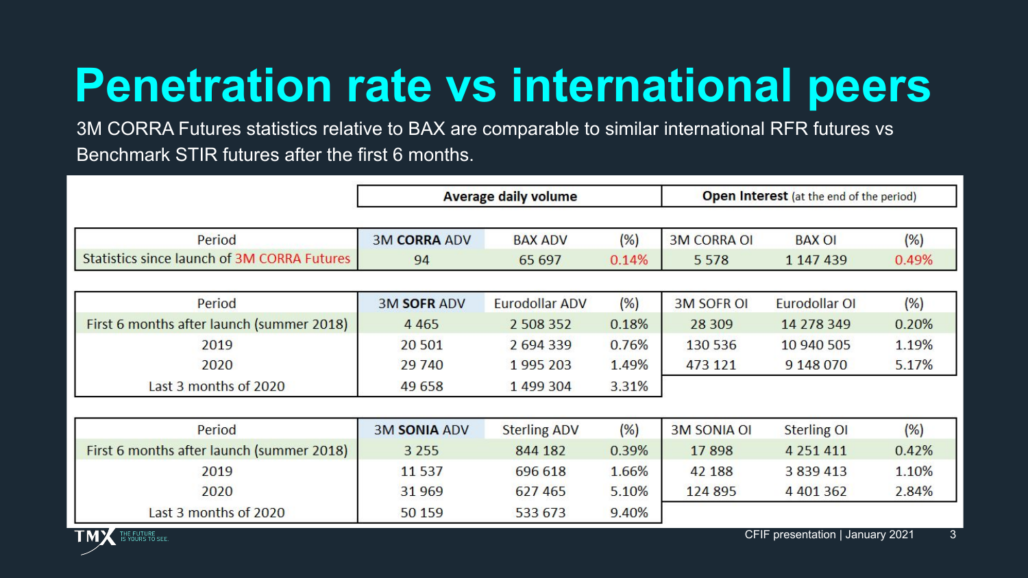# Penetration rate vs international peers

3M CORRA Futures statistics relative to BAX are comparable to similar international RFR futures vs Benchmark STIR futures after the first 6 months.

| | Average daily volume | | | Open Interest (at the end of the period) | | |
|---|---|---|---|---|---|---|
| Period | 3M **CORRA** ADV | BAX ADV | (%) | 3M CORRA OI | BAX OI | (%) |
| Statistics since launch of 3M CORRA Futures | 94 | 65 697 | 0.14% | 5 578 | 1 147 439 | 0.49% |

| Period | 3M **SOFR** ADV | Eurodollar ADV | (%) | 3M SOFR OI | Eurodollar OI | (%) |
|---|---|---|---|---|---|---|
| First 6 months after launch (summer 2018) | 4 465 | 2 508 352 | 0.18% | 28 309 | 14 278 349 | 0.20% |
| 2019 | 20 501 | 2 694 339 | 0.76% | 130 536 | 10 940 505 | 1.19% |
| 2020 | 29 740 | 1 995 203 | 1.49% | 473 121 | 9 148 070 | 5.17% |
| Last 3 months of 2020 | 49 658 | 1 499 304 | 3.31% | | | |

| Period | 3M **SONIA** ADV | Sterling ADV | (%) | 3M SONIA OI | Sterling OI | (%) |
|---|---|---|---|---|---|---|
| First 6 months after launch (summer 2018) | 3 255 | 844 182 | 0.39% | 17 898 | 4 251 411 | 0.42% |
| 2019 | 11 537 | 696 618 | 1.66% | 42 188 | 3 839 413 | 1.10% |
| 2020 | 31 969 | 627 465 | 5.10% | 124 895 | 4 401 362 | 2.84% |
| Last 3 months of 2020 | 50 159 | 533 673 | 9.40% | | | |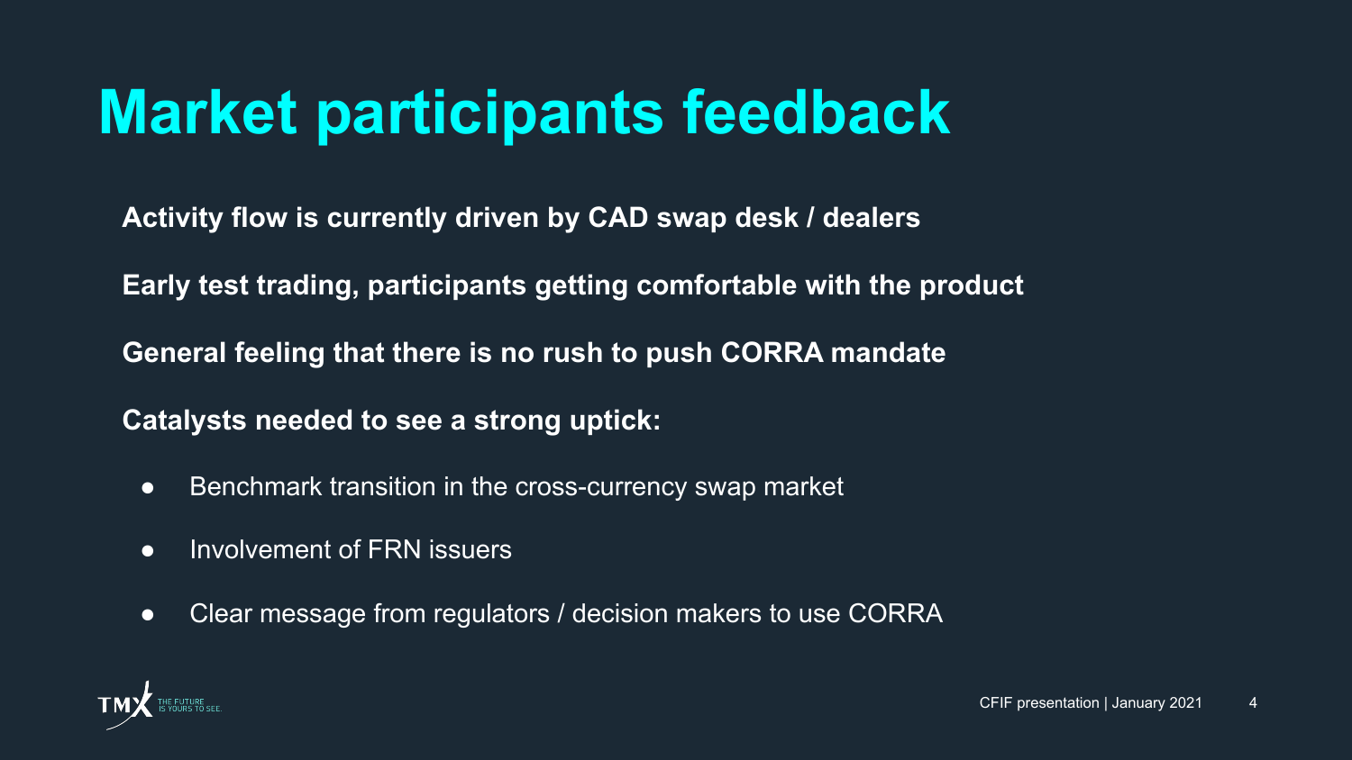# Market participants feedback

**Activity flow is currently driven by CAD swap desk / dealers**

**Early test trading, participants getting comfortable with the product**

**General feeling that there is no rush to push CORRA mandate**

**Catalysts needed to see a strong uptick:**

- Benchmark transition in the cross-currency swap market
- Involvement of FRN issuers
- Clear message from regulators / decision makers to use CORRA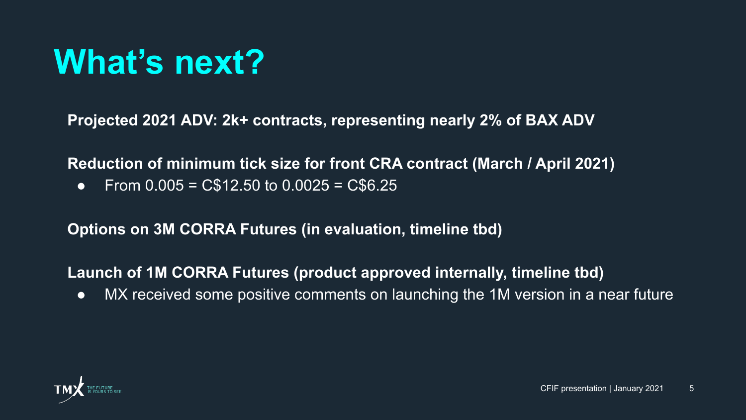# What's next?

**Projected 2021 ADV: 2k+ contracts, representing nearly 2% of BAX ADV**

**Reduction of minimum tick size for front CRA contract (March / April 2021)**

- From 0.005 = C$12.50 to 0.0025 = C$6.25

**Options on 3M CORRA Futures (in evaluation, timeline tbd)**

**Launch of 1M CORRA Futures (product approved internally, timeline tbd)**

- MX received some positive comments on launching the 1M version in a near future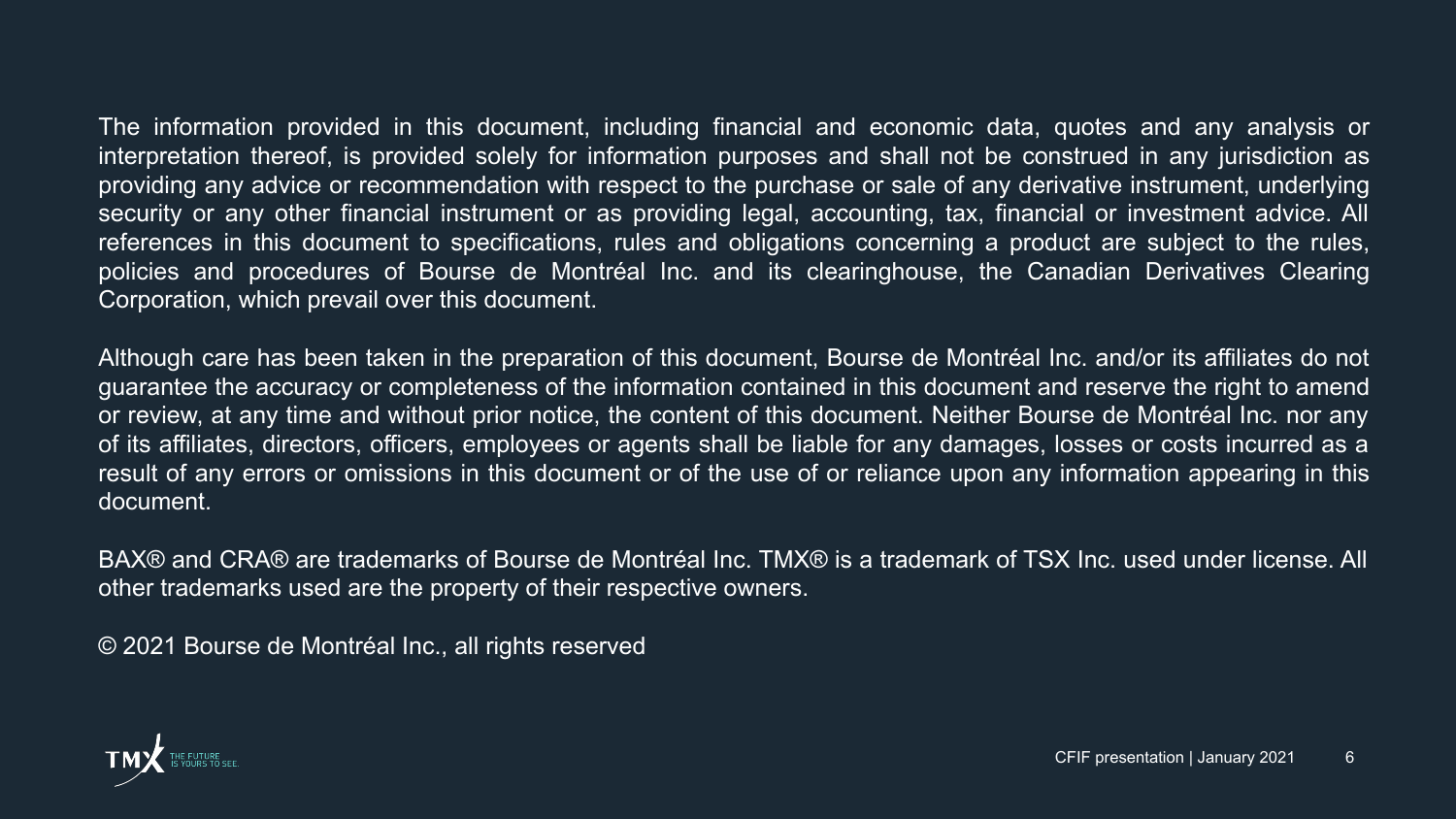The information provided in this document, including financial and economic data, quotes and any analysis or interpretation thereof, is provided solely for information purposes and shall not be construed in any jurisdiction as providing any advice or recommendation with respect to the purchase or sale of any derivative instrument, underlying security or any other financial instrument or as providing legal, accounting, tax, financial or investment advice. All references in this document to specifications, rules and obligations concerning a product are subject to the rules, policies and procedures of Bourse de Montréal Inc. and its clearinghouse, the Canadian Derivatives Clearing Corporation, which prevail over this document.

Although care has been taken in the preparation of this document, Bourse de Montréal Inc. and/or its affiliates do not guarantee the accuracy or completeness of the information contained in this document and reserve the right to amend or review, at any time and without prior notice, the content of this document. Neither Bourse de Montréal Inc. nor any of its affiliates, directors, officers, employees or agents shall be liable for any damages, losses or costs incurred as a result of any errors or omissions in this document or of the use of or reliance upon any information appearing in this document.

BAX® and CRA® are trademarks of Bourse de Montréal Inc. TMX® is a trademark of TSX Inc. used under license. All other trademarks used are the property of their respective owners.

© 2021 Bourse de Montréal Inc., all rights reserved